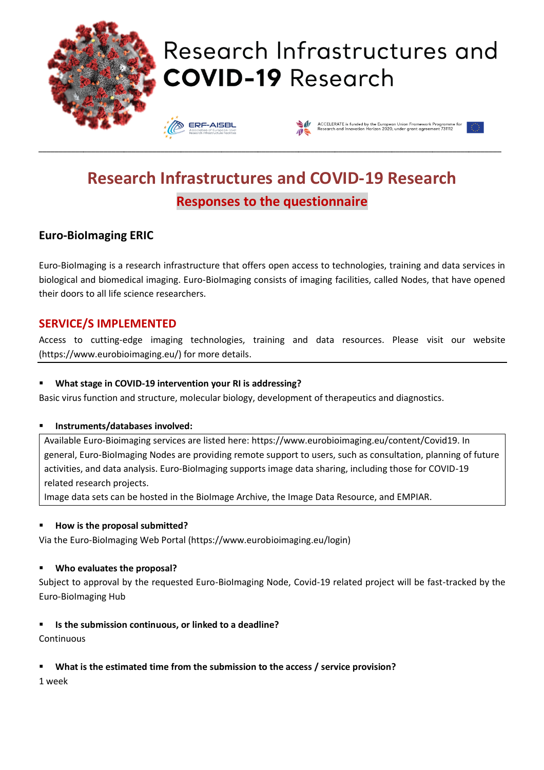# Research Infrastructures and COVID-19 Research

## Responses to the questionnaire

### Euro-BioImaging ERIC

Euro-BioImaging is a research infrastructure that offers open access to technologies, training and data services in biological and biomedical imaging. Euro-BioImaging consists of imaging facilities, called Nodes, that have opened their doors to all life science researchers.

## SERVICE/S IMPLEMENTED

Access to cutting-edge imaging technologies, training and data resources. Please visit our website (https://www.eurobioimaging.eu/) for more details.

- **What stage in COVID-19 intervention your RI is addressing?**

Basic virus function and structure, molecular biology, development of therapeutics and diagnostics.

- **Instruments/databases involved:**

Available Euro-Bioimaging services are listed here: https://www.eurobioimaging.eu/content/Covid19. In general, Euro-BioImaging Nodes are providing remote support to users, such as consultation, planning of future activities, and data analysis. Euro-BioImaging supports image data sharing, including those for COVID-19 related research projects.
Image data sets can be hosted in the BioImage Archive, the Image Data Resource, and EMPIAR.

- **How is the proposal submitted?**

Via the Euro-BioImaging Web Portal (https://www.eurobioimaging.eu/login)

- **Who evaluates the proposal?**

Subject to approval by the requested Euro-BioImaging Node, Covid-19 related project will be fast-tracked by the Euro-BioImaging Hub

- **Is the submission continuous, or linked to a deadline?**

Continuous

- **What is the estimated time from the submission to the access / service provision?**

1 week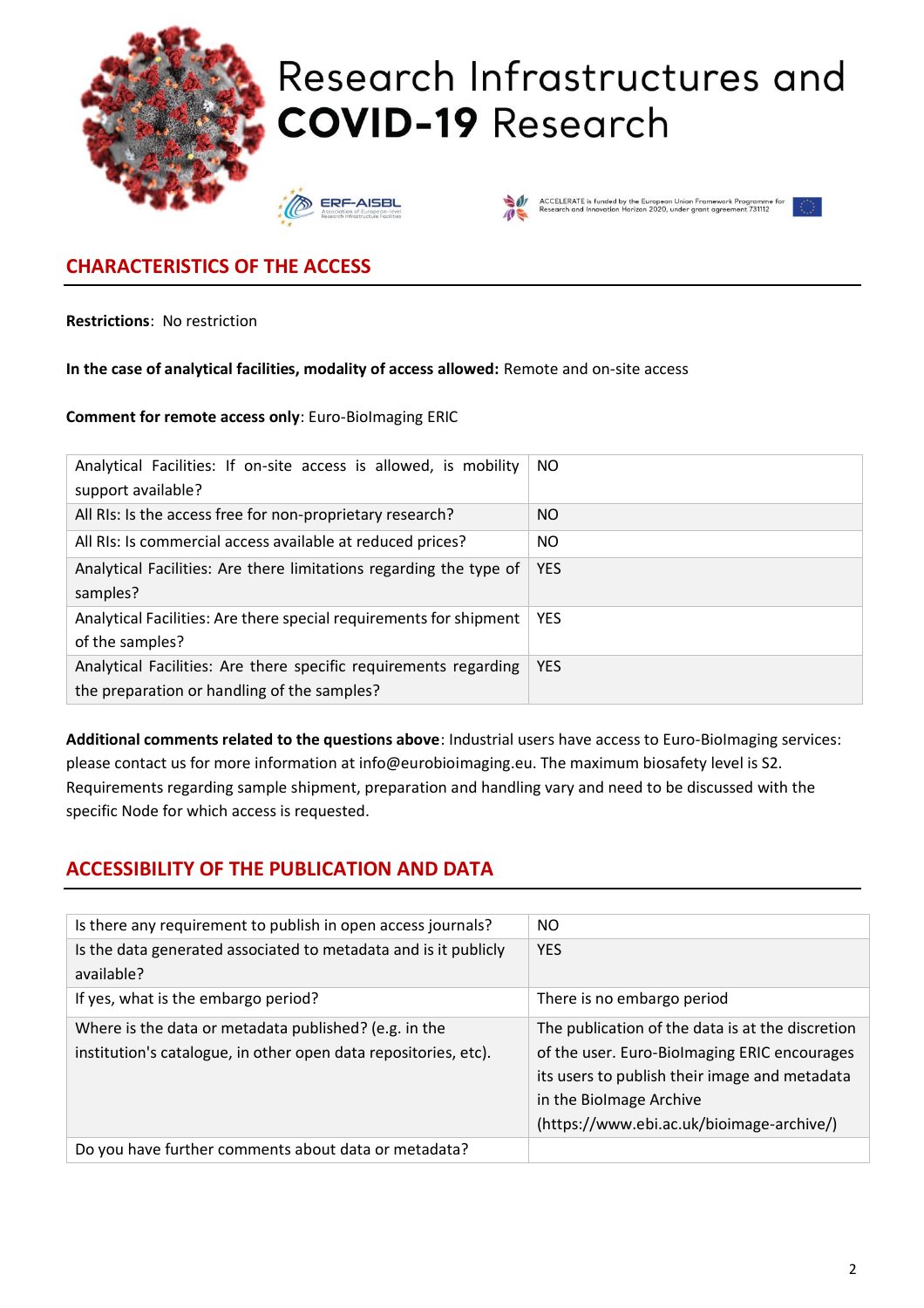## CHARACTERISTICS OF THE ACCESS

**Restrictions**: No restriction

**In the case of analytical facilities, modality of access allowed:** Remote and on-site access

**Comment for remote access only**: Euro-BioImaging ERIC

| | |
|---|---|
| Analytical Facilities: If on-site access is allowed, is mobility support available? | NO |
| All RIs: Is the access free for non-proprietary research? | NO |
| All RIs: Is commercial access available at reduced prices? | NO |
| Analytical Facilities: Are there limitations regarding the type of samples? | YES |
| Analytical Facilities: Are there special requirements for shipment of the samples? | YES |
| Analytical Facilities: Are there specific requirements regarding the preparation or handling of the samples? | YES |

**Additional comments related to the questions above**: Industrial users have access to Euro-BioImaging services: please contact us for more information at info@eurobioimaging.eu. The maximum biosafety level is S2. Requirements regarding sample shipment, preparation and handling vary and need to be discussed with the specific Node for which access is requested.

## ACCESSIBILITY OF THE PUBLICATION AND DATA

| | |
|---|---|
| Is there any requirement to publish in open access journals? | NO |
| Is the data generated associated to metadata and is it publicly available? | YES |
| If yes, what is the embargo period? | There is no embargo period |
| Where is the data or metadata published? (e.g. in the institution's catalogue, in other open data repositories, etc). | The publication of the data is at the discretion of the user. Euro-BioImaging ERIC encourages its users to publish their image and metadata in the BioImage Archive (https://www.ebi.ac.uk/bioimage-archive/) |
| Do you have further comments about data or metadata? | |